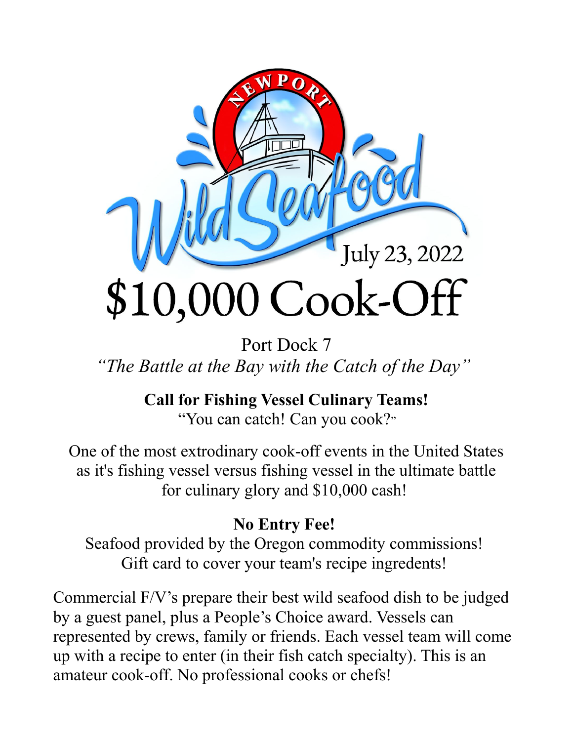# Wild Seafood

NEWPORT

July 23, 2022

# $10,000 Cook-Off

Port Dock 7

*"The Battle at the Bay with the Catch of the Day"*

**Call for Fishing Vessel Culinary Teams!**

"You can catch! Can you cook?"

One of the most extrodinary cook-off events in the United States as it's fishing vessel versus fishing vessel in the ultimate battle for culinary glory and $10,000 cash!

**No Entry Fee!**

Seafood provided by the Oregon commodity commissions!
Gift card to cover your team's recipe ingredients!

Commercial F/V's prepare their best wild seafood dish to be judged by a guest panel, plus a People's Choice award. Vessels can represented by crews, family or friends. Each vessel team will come up with a recipe to enter (in their fish catch specialty). This is an amateur cook-off. No professional cooks or chefs!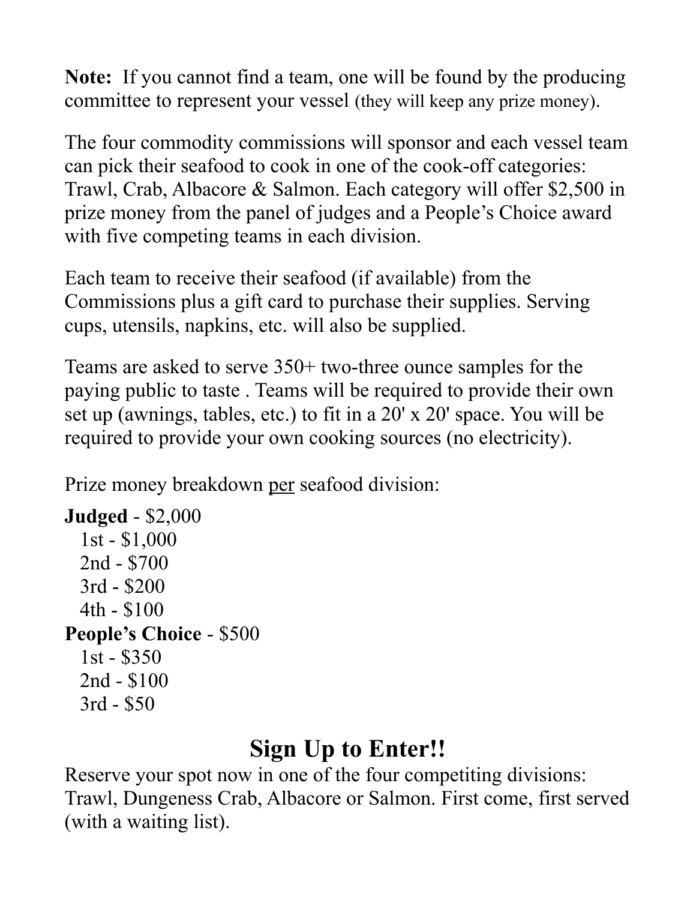**Note:** If you cannot find a team, one will be found by the producing committee to represent your vessel (they will keep any prize money).

The four commodity commissions will sponsor and each vessel team can pick their seafood to cook in one of the cook-off categories: Trawl, Crab, Albacore & Salmon. Each category will offer $2,500 in prize money from the panel of judges and a People's Choice award with five competing teams in each division.

Each team to receive their seafood (if available) from the Commissions plus a gift card to purchase their supplies. Serving cups, utensils, napkins, etc. will also be supplied.

Teams are asked to serve 350+ two-three ounce samples for the paying public to taste . Teams will be required to provide their own set up (awnings, tables, etc.) to fit in a 20' x 20' space. You will be required to provide your own cooking sources (no electricity).

Prize money breakdown <u>per</u> seafood division:

**Judged** - $2,000
- 1st - $1,000
- 2nd - $700
- 3rd - $200
- 4th - $100

**People's Choice** - $500
- 1st - $350
- 2nd - $100
- 3rd - $50

## Sign Up to Enter!!

Reserve your spot now in one of the four competiting divisions: Trawl, Dungeness Crab, Albacore or Salmon. First come, first served (with a waiting list).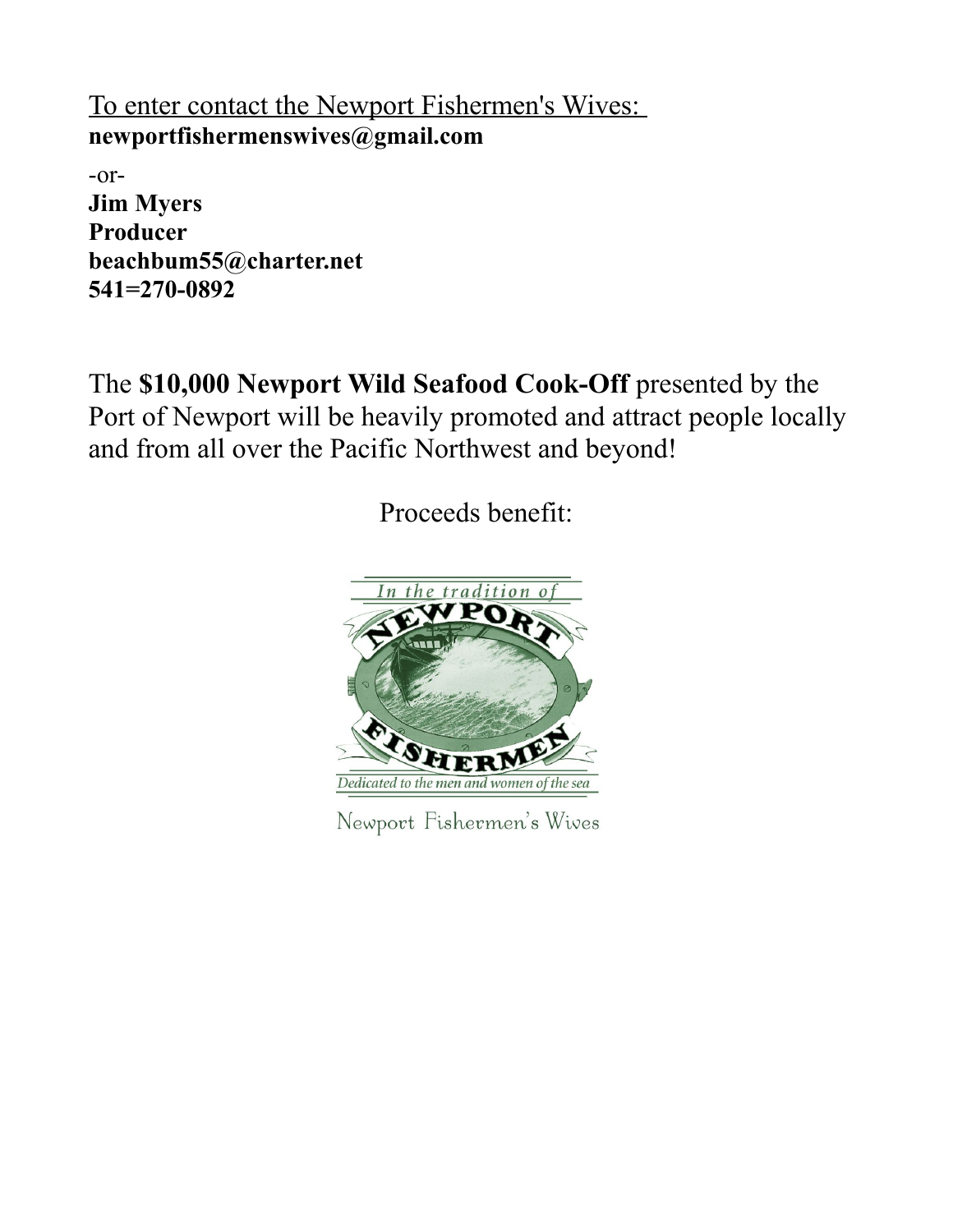To enter contact the Newport Fishermen's Wives:
**newportfishermenswives@gmail.com**

-or-

**Jim Myers**
**Producer**
**beachbum55@charter.net**
**541=270-0892**

The **$10,000 Newport Wild Seafood Cook-Off** presented by the Port of Newport will be heavily promoted and attract people locally and from all over the Pacific Northwest and beyond!

Proceeds benefit:

In the tradition of NEWPORT FISHERMEN

Dedicated to the men and women of the sea

Newport Fishermen's Wives